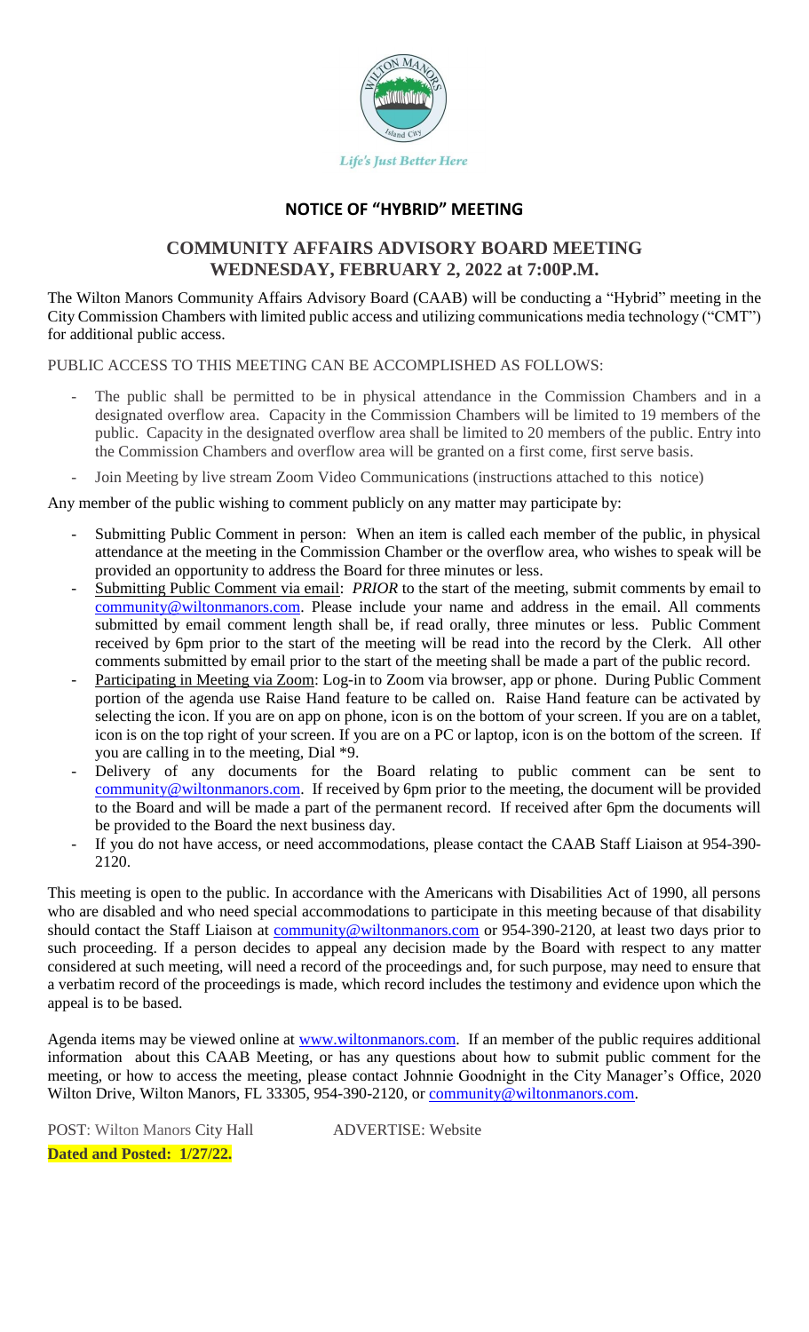*Life's Just Better Here*

# NOTICE OF "HYBRID" MEETING

## COMMUNITY AFFAIRS ADVISORY BOARD MEETING
## WEDNESDAY, FEBRUARY 2, 2022 at 7:00P.M.

The Wilton Manors Community Affairs Advisory Board (CAAB) will be conducting a "Hybrid" meeting in the City Commission Chambers with limited public access and utilizing communications media technology ("CMT") for additional public access.

PUBLIC ACCESS TO THIS MEETING CAN BE ACCOMPLISHED AS FOLLOWS:

- The public shall be permitted to be in physical attendance in the Commission Chambers and in a designated overflow area. Capacity in the Commission Chambers will be limited to 19 members of the public. Capacity in the designated overflow area shall be limited to 20 members of the public. Entry into the Commission Chambers and overflow area will be granted on a first come, first serve basis.
- Join Meeting by live stream Zoom Video Communications (instructions attached to this notice)

Any member of the public wishing to comment publicly on any matter may participate by:

- Submitting Public Comment in person: When an item is called each member of the public, in physical attendance at the meeting in the Commission Chamber or the overflow area, who wishes to speak will be provided an opportunity to address the Board for three minutes or less.
- Submitting Public Comment via email: *PRIOR* to the start of the meeting, submit comments by email to community@wiltonmanors.com. Please include your name and address in the email. All comments submitted by email comment length shall be, if read orally, three minutes or less. Public Comment received by 6pm prior to the start of the meeting will be read into the record by the Clerk. All other comments submitted by email prior to the start of the meeting shall be made a part of the public record.
- Participating in Meeting via Zoom: Log-in to Zoom via browser, app or phone. During Public Comment portion of the agenda use Raise Hand feature to be called on. Raise Hand feature can be activated by selecting the icon. If you are on app on phone, icon is on the bottom of your screen. If you are on a tablet, icon is on the top right of your screen. If you are on a PC or laptop, icon is on the bottom of the screen. If you are calling in to the meeting, Dial *9.
- Delivery of any documents for the Board relating to public comment can be sent to community@wiltonmanors.com. If received by 6pm prior to the meeting, the document will be provided to the Board and will be made a part of the permanent record. If received after 6pm the documents will be provided to the Board the next business day.
- If you do not have access, or need accommodations, please contact the CAAB Staff Liaison at 954-390-2120.

This meeting is open to the public. In accordance with the Americans with Disabilities Act of 1990, all persons who are disabled and who need special accommodations to participate in this meeting because of that disability should contact the Staff Liaison at community@wiltonmanors.com or 954-390-2120, at least two days prior to such proceeding. If a person decides to appeal any decision made by the Board with respect to any matter considered at such meeting, will need a record of the proceedings and, for such purpose, may need to ensure that a verbatim record of the proceedings is made, which record includes the testimony and evidence upon which the appeal is to be based.

Agenda items may be viewed online at www.wiltonmanors.com. If an member of the public requires additional information about this CAAB Meeting, or has any questions about how to submit public comment for the meeting, or how to access the meeting, please contact Johnnie Goodnight in the City Manager's Office, 2020 Wilton Drive, Wilton Manors, FL 33305, 954-390-2120, or community@wiltonmanors.com.

POST: Wilton Manors City Hall ADVERTISE: Website

**Dated and Posted: 1/27/22.**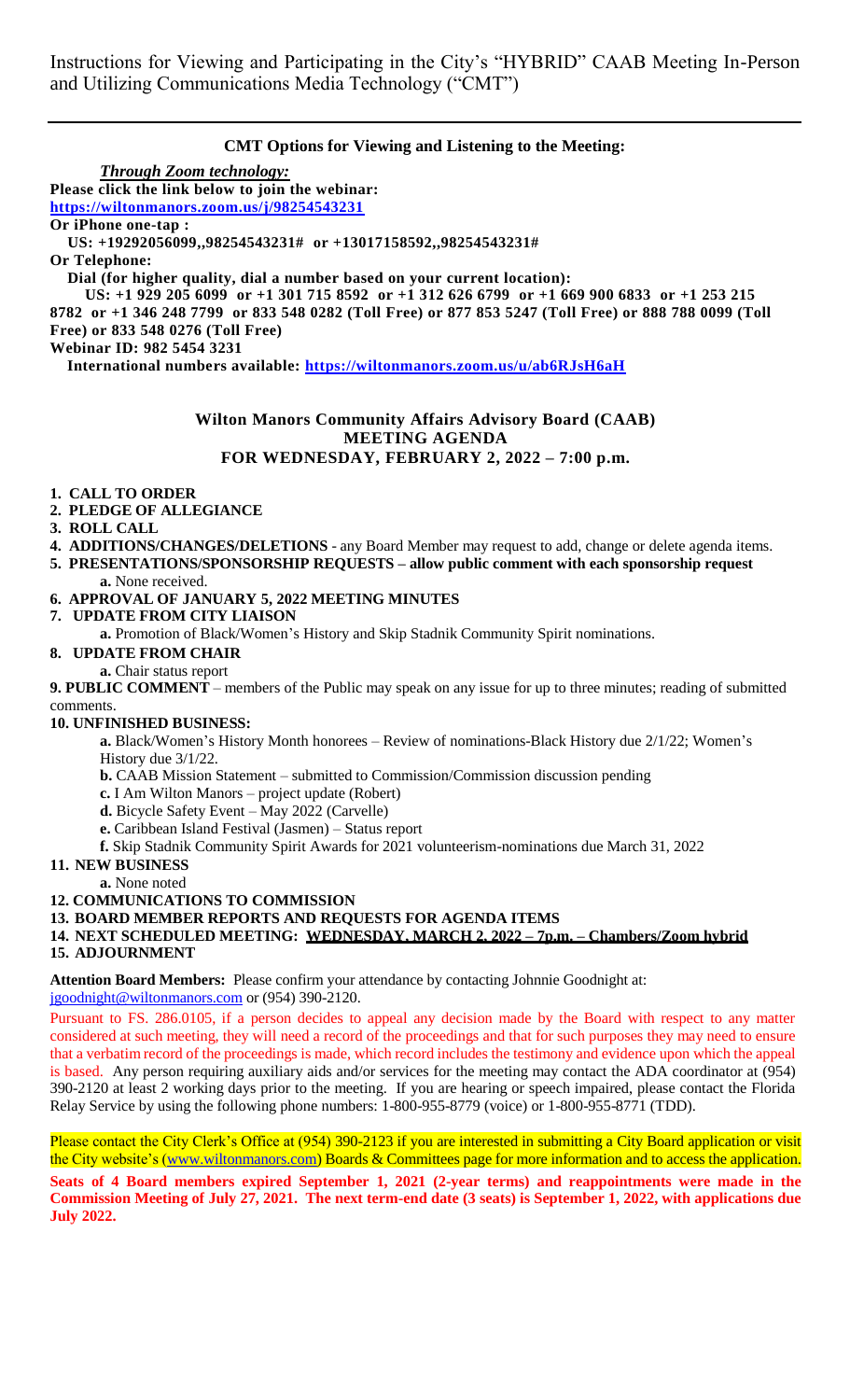Instructions for Viewing and Participating in the City's "HYBRID" CAAB Meeting In-Person and Utilizing Communications Media Technology ("CMT")

---

**CMT Options for Viewing and Listening to the Meeting:**

***Through Zoom technology:***

**Please click the link below to join the webinar:**

**https://wiltonmanors.zoom.us/j/98254543231**

**Or iPhone one-tap :**

**US: +19292056099,,98254543231# or +13017158592,,98254543231#**

**Or Telephone:**

**Dial (for higher quality, dial a number based on your current location):**

**US: +1 929 205 6099 or +1 301 715 8592 or +1 312 626 6799 or +1 669 900 6833 or +1 253 215 8782 or +1 346 248 7799 or 833 548 0282 (Toll Free) or 877 853 5247 (Toll Free) or 888 788 0099 (Toll Free) or 833 548 0276 (Toll Free)**

**Webinar ID: 982 5454 3231**

**International numbers available: https://wiltonmanors.zoom.us/u/ab6RJsH6aH**

## Wilton Manors Community Affairs Advisory Board (CAAB)
## MEETING AGENDA
## FOR WEDNESDAY, FEBRUARY 2, 2022 – 7:00 p.m.

**1. CALL TO ORDER**

**2. PLEDGE OF ALLEGIANCE**

**3. ROLL CALL**

**4. ADDITIONS/CHANGES/DELETIONS** - any Board Member may request to add, change or delete agenda items.

**5. PRESENTATIONS/SPONSORSHIP REQUESTS – allow public comment with each sponsorship request**
- **a.** None received.

**6. APPROVAL OF JANUARY 5, 2022 MEETING MINUTES**

**7. UPDATE FROM CITY LIAISON**
- **a.** Promotion of Black/Women's History and Skip Stadnik Community Spirit nominations.

**8. UPDATE FROM CHAIR**
- **a.** Chair status report

**9. PUBLIC COMMENT** – members of the Public may speak on any issue for up to three minutes; reading of submitted comments.

**10. UNFINISHED BUSINESS:**
- **a.** Black/Women's History Month honorees – Review of nominations-Black History due 2/1/22; Women's History due 3/1/22.
- **b.** CAAB Mission Statement – submitted to Commission/Commission discussion pending
- **c.** I Am Wilton Manors – project update (Robert)
- **d.** Bicycle Safety Event – May 2022 (Carvelle)
- **e.** Caribbean Island Festival (Jasmen) – Status report
- **f.** Skip Stadnik Community Spirit Awards for 2021 volunteerism-nominations due March 31, 2022

**11. NEW BUSINESS**
- **a.** None noted

**12. COMMUNICATIONS TO COMMISSION**

**13. BOARD MEMBER REPORTS AND REQUESTS FOR AGENDA ITEMS**

**14. NEXT SCHEDULED MEETING: WEDNESDAY, MARCH 2, 2022 – 7p.m. – Chambers/Zoom hybrid**

**15. ADJOURNMENT**

**Attention Board Members:** Please confirm your attendance by contacting Johnnie Goodnight at: jgoodnight@wiltonmanors.com or (954) 390-2120.

Pursuant to FS. 286.0105, if a person decides to appeal any decision made by the Board with respect to any matter considered at such meeting, they will need a record of the proceedings and that for such purposes they may need to ensure that a verbatim record of the proceedings is made, which record includes the testimony and evidence upon which the appeal is based. Any person requiring auxiliary aids and/or services for the meeting may contact the ADA coordinator at (954) 390-2120 at least 2 working days prior to the meeting. If you are hearing or speech impaired, please contact the Florida Relay Service by using the following phone numbers: 1-800-955-8779 (voice) or 1-800-955-8771 (TDD).

Please contact the City Clerk's Office at (954) 390-2123 if you are interested in submitting a City Board application or visit the City website's (www.wiltonmanors.com) Boards & Committees page for more information and to access the application.

**Seats of 4 Board members expired September 1, 2021 (2-year terms) and reappointments were made in the Commission Meeting of July 27, 2021. The next term-end date (3 seats) is September 1, 2022, with applications due July 2022.**